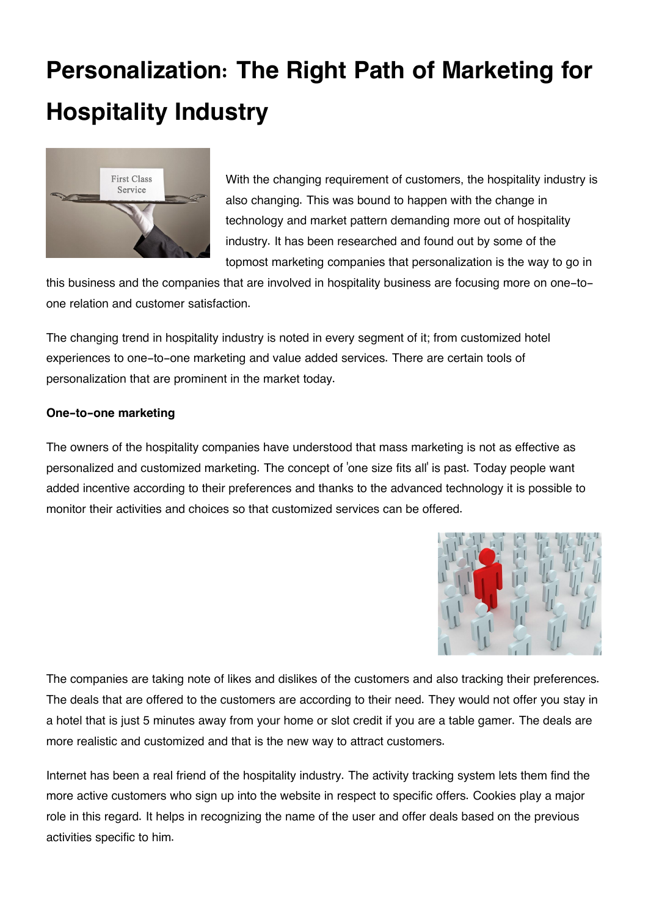# Personalization: The Right Path of Marketing for Hospitality Industry

With the changing requirement of customers, the hospitality industry is also changing. This was bound to happen with the change in technology and market pattern demanding more out of hospitality industry. It has been researched and found out by some of the topmost marketing companies that personalization is the way to go in this business and the companies that are involved in hospitality business are focusing more on one-to-one relation and customer satisfaction.

The changing trend in hospitality industry is noted in every segment of it; from customized hotel experiences to one-to-one marketing and value added services. There are certain tools of personalization that are prominent in the market today.

**One-to-one marketing**

The owners of the hospitality companies have understood that mass marketing is not as effective as personalized and customized marketing. The concept of 'one size fits all' is past. Today people want added incentive according to their preferences and thanks to the advanced technology it is possible to monitor their activities and choices so that customized services can be offered.

The companies are taking note of likes and dislikes of the customers and also tracking their preferences. The deals that are offered to the customers are according to their need. They would not offer you stay in a hotel that is just 5 minutes away from your home or slot credit if you are a table gamer. The deals are more realistic and customized and that is the new way to attract customers.

Internet has been a real friend of the hospitality industry. The activity tracking system lets them find the more active customers who sign up into the website in respect to specific offers. Cookies play a major role in this regard. It helps in recognizing the name of the user and offer deals based on the previous activities specific to him.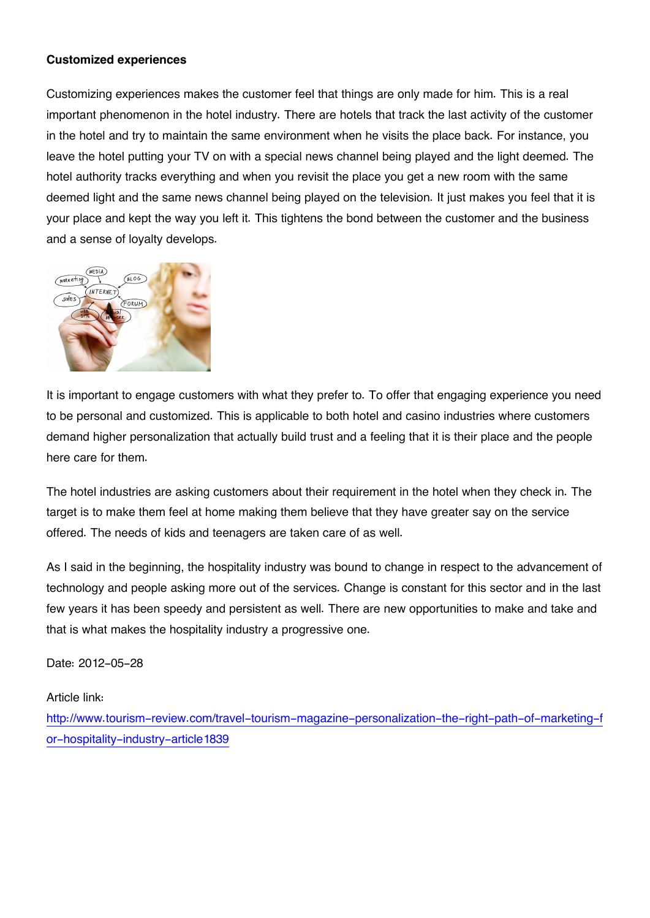**Customized experiences**

Customizing experiences makes the customer feel that things are only made for him. This is a real important phenomenon in the hotel industry. There are hotels that track the last activity of the customer in the hotel and try to maintain the same environment when he visits the place back. For instance, you leave the hotel putting your TV on with a special news channel being played and the light deemed. The hotel authority tracks everything and when you revisit the place you get a new room with the same deemed light and the same news channel being played on the television. It just makes you feel that it is your place and kept the way you left it. This tightens the bond between the customer and the business and a sense of loyalty develops.

It is important to engage customers with what they prefer to. To offer that engaging experience you need to be personal and customized. This is applicable to both hotel and casino industries where customers demand higher personalization that actually build trust and a feeling that it is their place and the people here care for them.

The hotel industries are asking customers about their requirement in the hotel when they check in. The target is to make them feel at home making them believe that they have greater say on the service offered. The needs of kids and teenagers are taken care of as well.

As I said in the beginning, the hospitality industry was bound to change in respect to the advancement of technology and people asking more out of the services. Change is constant for this sector and in the last few years it has been speedy and persistent as well. There are new opportunities to make and take and that is what makes the hospitality industry a progressive one.

Date: 2012-05-28

Article link:
[http://www.tourism-review.com/travel-tourism-magazine-personalization-the-right-path-of-marketing-for-hospitality-industry-article1839](http://www.tourism-review.com/travel-tourism-magazine-personalization-the-right-path-of-marketing-for-hospitality-industry-article1839)